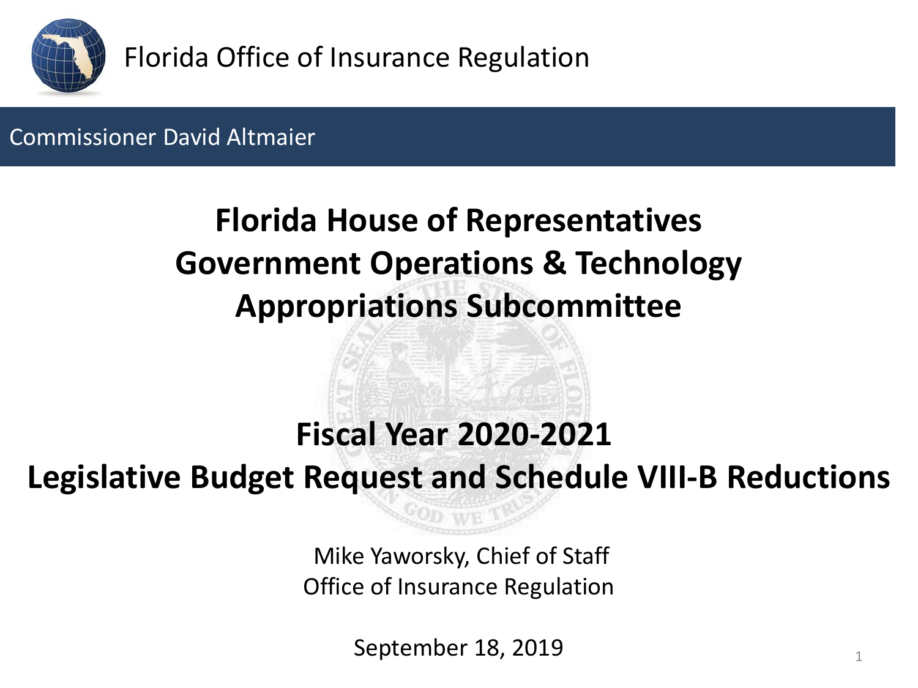Florida Office of Insurance Regulation

Commissioner David Altmaier

# Florida House of Representatives
# Government Operations & Technology
# Appropriations Subcommittee

# Fiscal Year 2020-2021
# Legislative Budget Request and Schedule VIII-B Reductions

Mike Yaworsky, Chief of Staff
Office of Insurance Regulation

September 18, 2019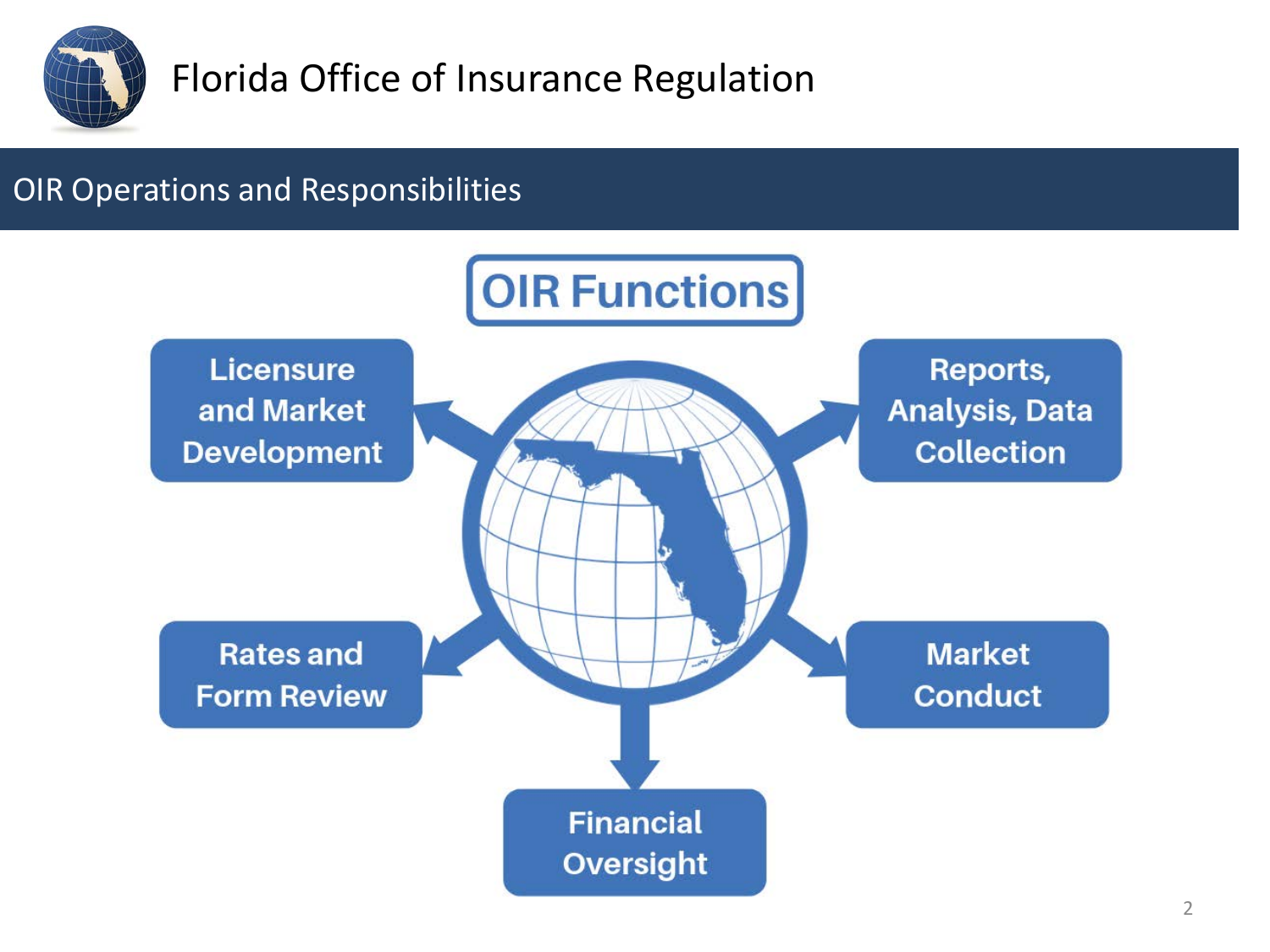# Florida Office of Insurance Regulation

## OIR Operations and Responsibilities

### OIR Functions

- Licensure and Market Development
- Reports, Analysis, Data Collection
- Rates and Form Review
- Market Conduct
- Financial Oversight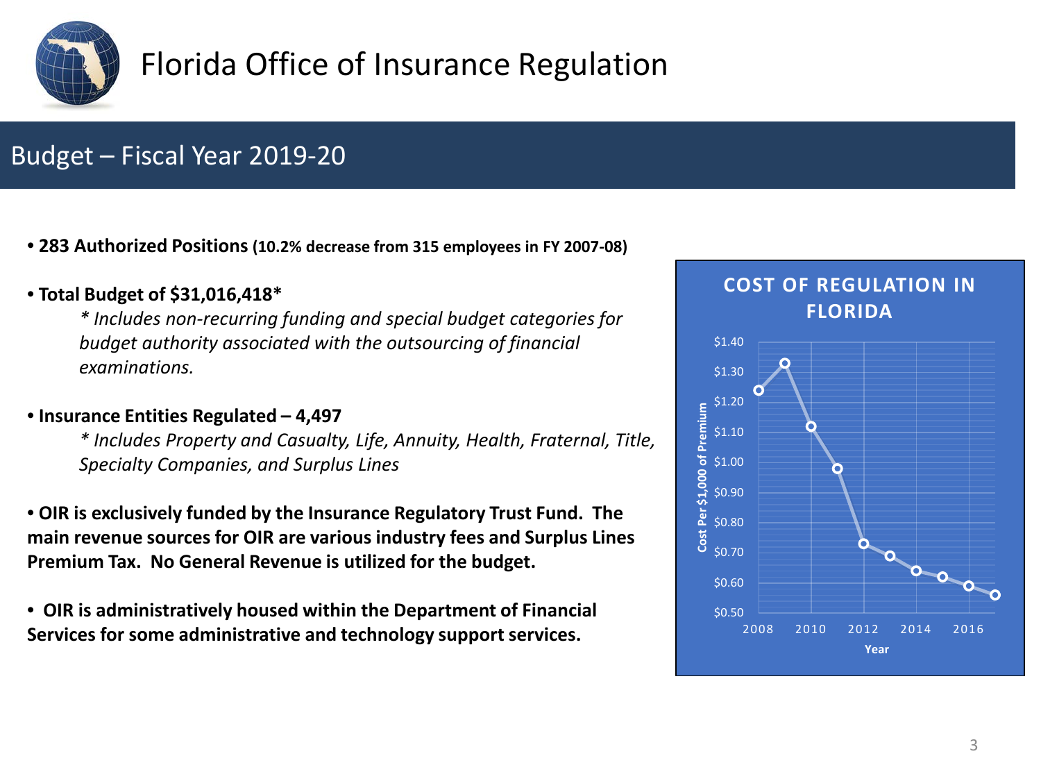# Florida Office of Insurance Regulation

## Budget – Fiscal Year 2019-20

- **283 Authorized Positions (10.2% decrease from 315 employees in FY 2007-08)**

- **Total Budget of $31,016,418***

  *\* Includes non-recurring funding and special budget categories for budget authority associated with the outsourcing of financial examinations.*

- **Insurance Entities Regulated – 4,497**

  *\* Includes Property and Casualty, Life, Annuity, Health, Fraternal, Title, Specialty Companies, and Surplus Lines*

- **OIR is exclusively funded by the Insurance Regulatory Trust Fund. The main revenue sources for OIR are various industry fees and Surplus Lines Premium Tax. No General Revenue is utilized for the budget.**

- **OIR is administratively housed within the Department of Financial Services for some administrative and technology support services.**

**COST OF REGULATION IN FLORIDA**

Cost Per $1,000 of Premium by Year (2008–2017): $1.24, $1.33, $1.12, $0.98, $0.73, $0.69, $0.64, $0.62, $0.59, $0.56 (approximate values read from chart; y-axis ticks $0.50–$1.40)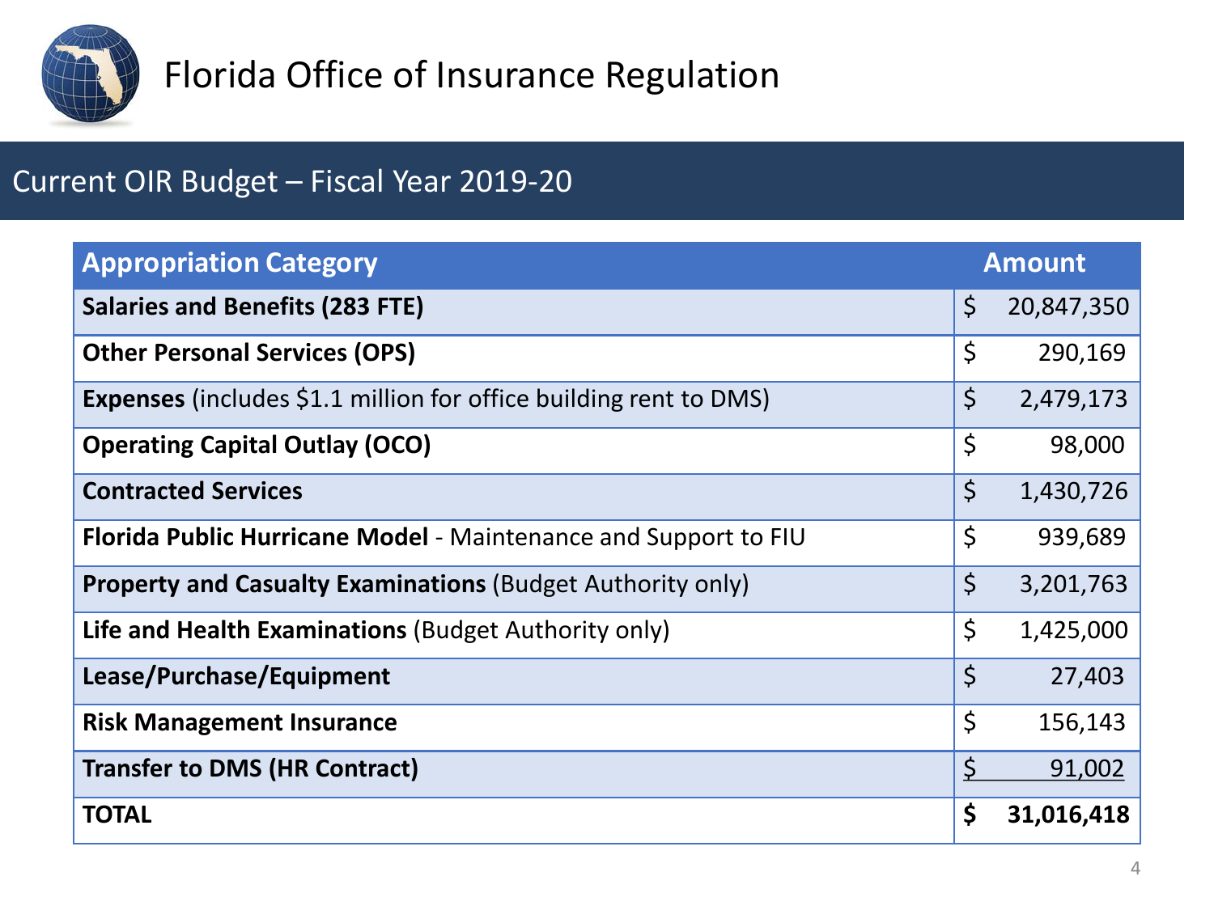# Florida Office of Insurance Regulation

## Current OIR Budget – Fiscal Year 2019-20

| Appropriation Category | Amount |
| --- | --- |
| **Salaries and Benefits (283 FTE)** | $ 20,847,350 |
| **Other Personal Services (OPS)** | $ 290,169 |
| **Expenses** (includes $1.1 million for office building rent to DMS) | $ 2,479,173 |
| **Operating Capital Outlay (OCO)** | $ 98,000 |
| **Contracted Services** | $ 1,430,726 |
| **Florida Public Hurricane Model** - Maintenance and Support to FIU | $ 939,689 |
| **Property and Casualty Examinations** (Budget Authority only) | $ 3,201,763 |
| **Life and Health Examinations** (Budget Authority only) | $ 1,425,000 |
| **Lease/Purchase/Equipment** | $ 27,403 |
| **Risk Management Insurance** | $ 156,143 |
| **Transfer to DMS (HR Contract)** | $ 91,002 |
| **TOTAL** | **$ 31,016,418** |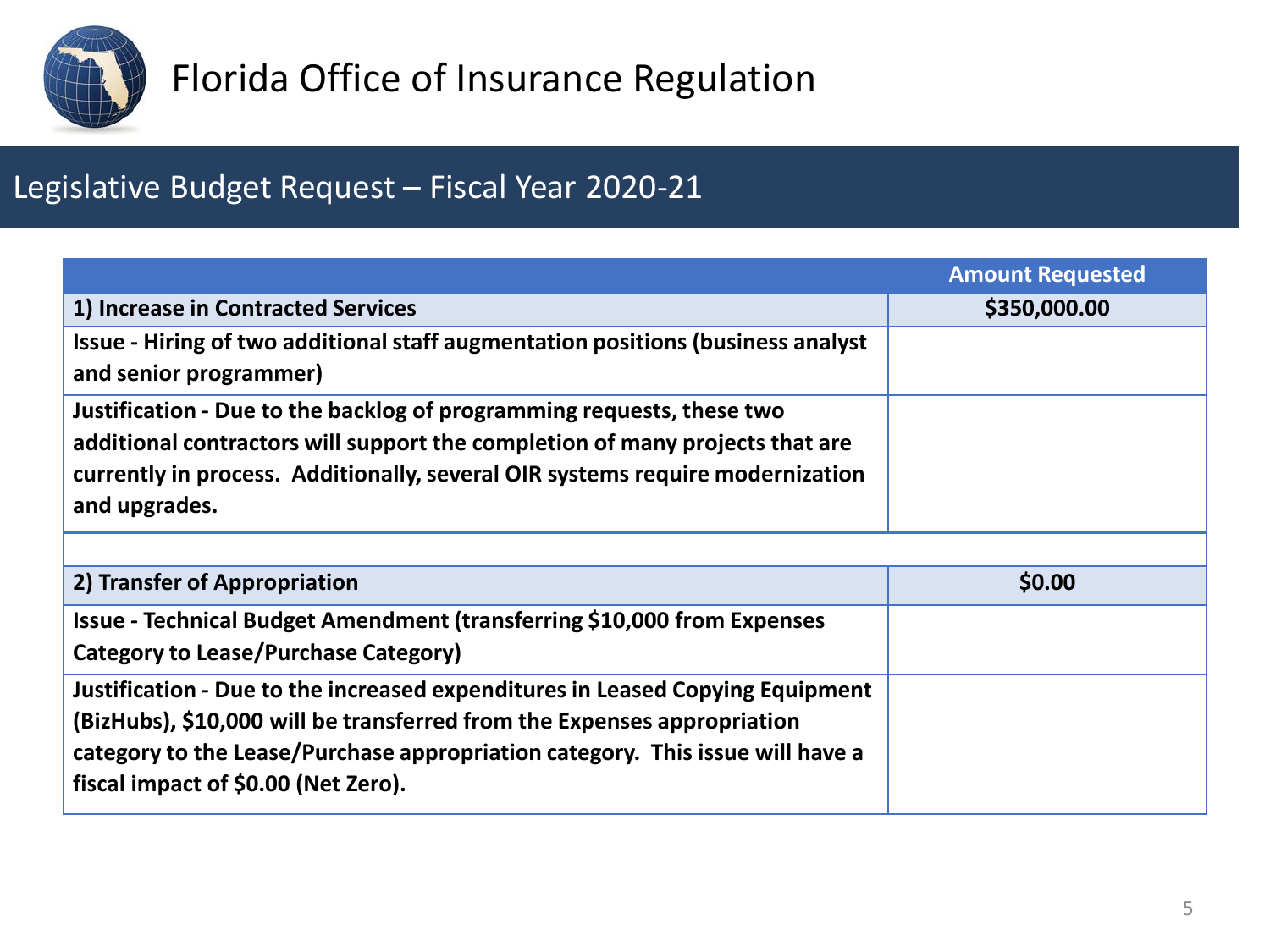# Florida Office of Insurance Regulation

## Legislative Budget Request – Fiscal Year 2020-21

| | Amount Requested |
|---|---|
| **1) Increase in Contracted Services** | **$350,000.00** |
| **Issue - Hiring of two additional staff augmentation positions (business analyst and senior programmer)** | |
| **Justification - Due to the backlog of programming requests, these two additional contractors will support the completion of many projects that are currently in process. Additionally, several OIR systems require modernization and upgrades.** | |
| | |
| **2) Transfer of Appropriation** | **$0.00** |
| **Issue - Technical Budget Amendment (transferring $10,000 from Expenses Category to Lease/Purchase Category)** | |
| **Justification - Due to the increased expenditures in Leased Copying Equipment (BizHubs), $10,000 will be transferred from the Expenses appropriation category to the Lease/Purchase appropriation category. This issue will have a fiscal impact of $0.00 (Net Zero).** | |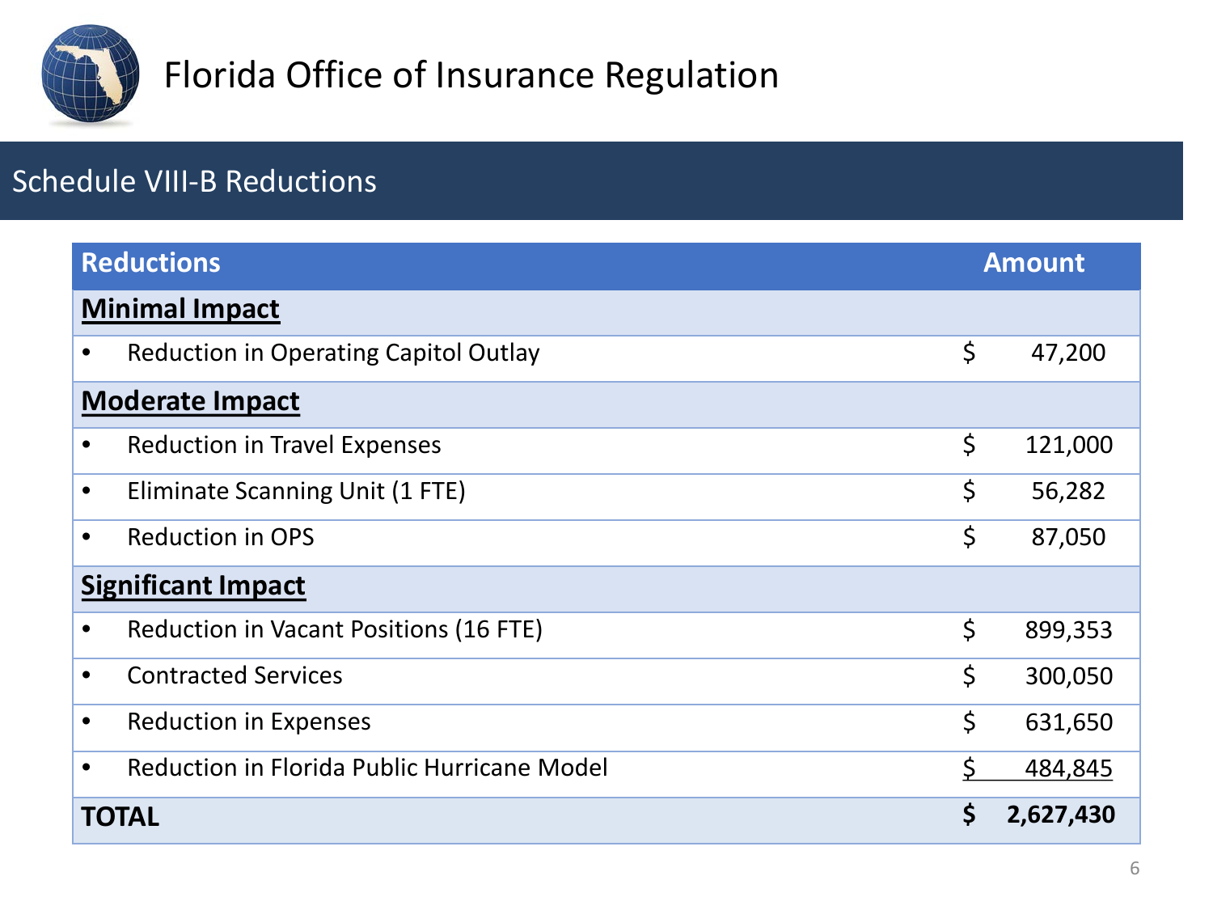# Florida Office of Insurance Regulation

## Schedule VIII-B Reductions

| Reductions | Amount |
|---|---|
| **Minimal Impact** | |
| • Reduction in Operating Capitol Outlay | $ 47,200 |
| **Moderate Impact** | |
| • Reduction in Travel Expenses | $ 121,000 |
| • Eliminate Scanning Unit (1 FTE) | $ 56,282 |
| • Reduction in OPS | $ 87,050 |
| **Significant Impact** | |
| • Reduction in Vacant Positions (16 FTE) | $ 899,353 |
| • Contracted Services | $ 300,050 |
| • Reduction in Expenses | $ 631,650 |
| • Reduction in Florida Public Hurricane Model | $ 484,845 |
| **TOTAL** | **$ 2,627,430** |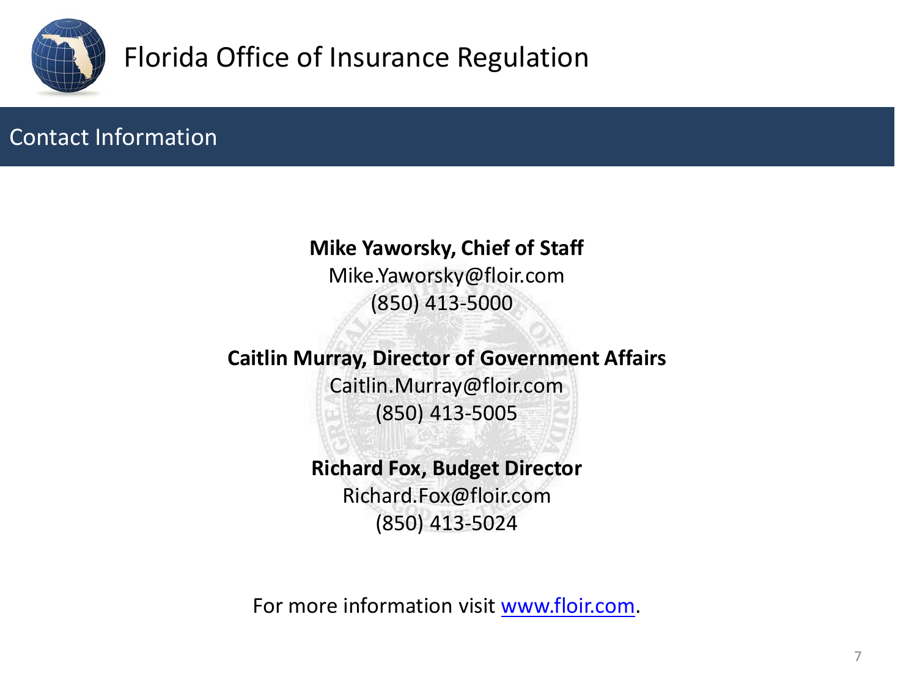# Florida Office of Insurance Regulation

## Contact Information

**Mike Yaworsky, Chief of Staff**
Mike.Yaworsky@floir.com
(850) 413-5000

**Caitlin Murray, Director of Government Affairs**
Caitlin.Murray@floir.com
(850) 413-5005

**Richard Fox, Budget Director**
Richard.Fox@floir.com
(850) 413-5024

For more information visit [www.floir.com](http://www.floir.com).